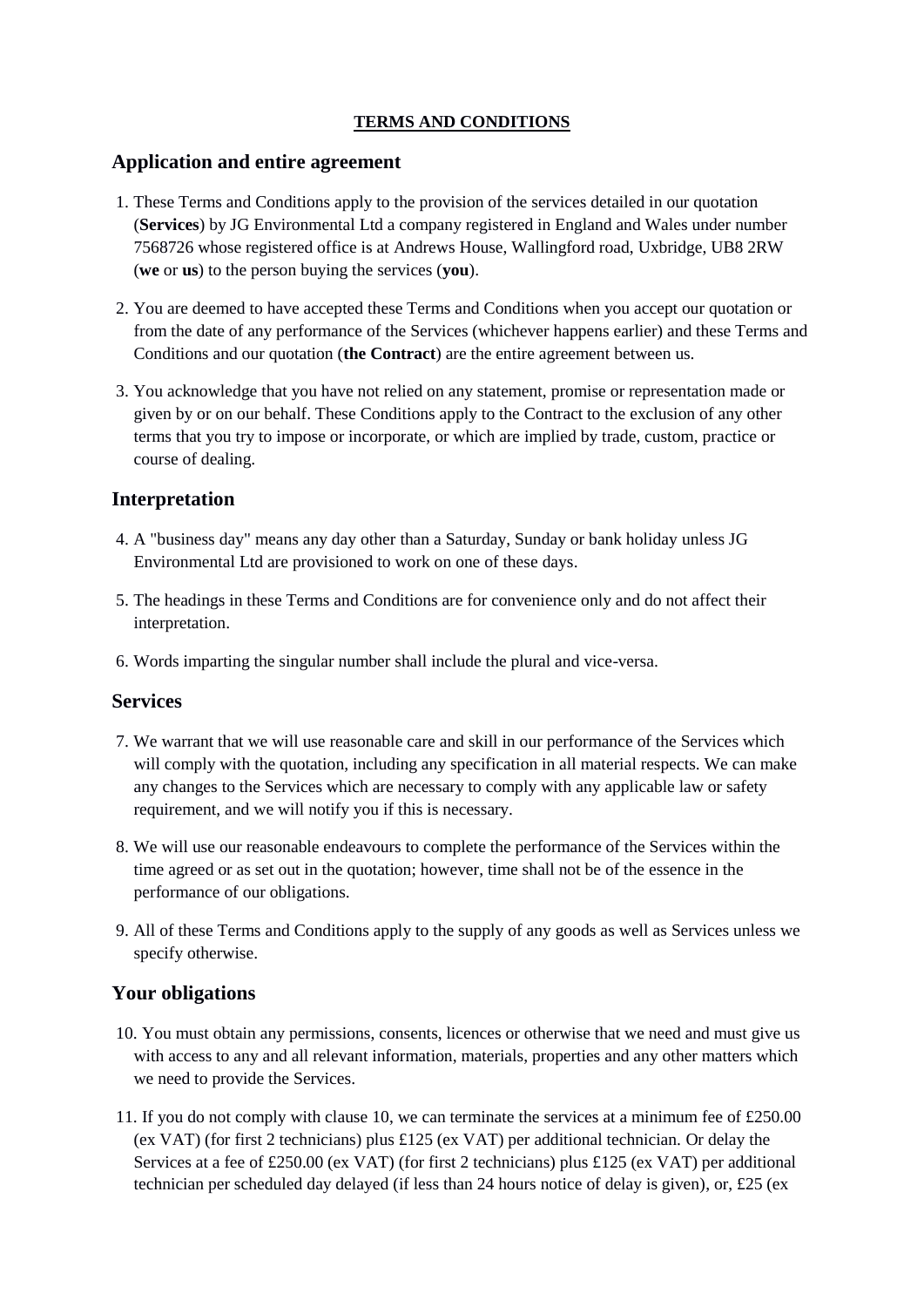**TERMS AND CONDITIONS**

## Application and entire agreement

1. These Terms and Conditions apply to the provision of the services detailed in our quotation (**Services**) by JG Environmental Ltd a company registered in England and Wales under number 7568726 whose registered office is at Andrews House, Wallingford road, Uxbridge, UB8 2RW (**we** or **us**) to the person buying the services (**you**).

2. You are deemed to have accepted these Terms and Conditions when you accept our quotation or from the date of any performance of the Services (whichever happens earlier) and these Terms and Conditions and our quotation (**the Contract**) are the entire agreement between us.

3. You acknowledge that you have not relied on any statement, promise or representation made or given by or on our behalf. These Conditions apply to the Contract to the exclusion of any other terms that you try to impose or incorporate, or which are implied by trade, custom, practice or course of dealing.

## Interpretation

4. A "business day" means any day other than a Saturday, Sunday or bank holiday unless JG Environmental Ltd are provisioned to work on one of these days.

5. The headings in these Terms and Conditions are for convenience only and do not affect their interpretation.

6. Words imparting the singular number shall include the plural and vice-versa.

## Services

7. We warrant that we will use reasonable care and skill in our performance of the Services which will comply with the quotation, including any specification in all material respects. We can make any changes to the Services which are necessary to comply with any applicable law or safety requirement, and we will notify you if this is necessary.

8. We will use our reasonable endeavours to complete the performance of the Services within the time agreed or as set out in the quotation; however, time shall not be of the essence in the performance of our obligations.

9. All of these Terms and Conditions apply to the supply of any goods as well as Services unless we specify otherwise.

## Your obligations

10. You must obtain any permissions, consents, licences or otherwise that we need and must give us with access to any and all relevant information, materials, properties and any other matters which we need to provide the Services.

11. If you do not comply with clause 10, we can terminate the services at a minimum fee of £250.00 (ex VAT) (for first 2 technicians) plus £125 (ex VAT) per additional technician. Or delay the Services at a fee of £250.00 (ex VAT) (for first 2 technicians) plus £125 (ex VAT) per additional technician per scheduled day delayed (if less than 24 hours notice of delay is given), or, £25 (ex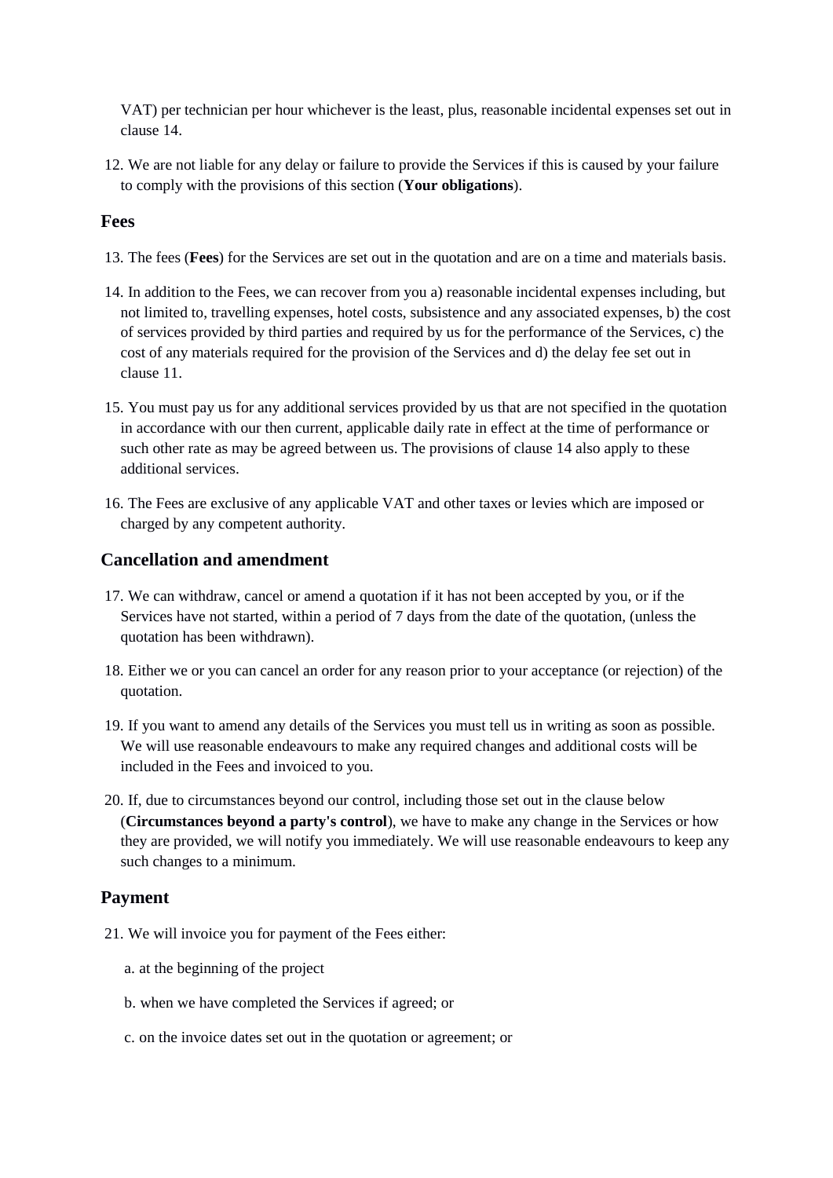VAT) per technician per hour whichever is the least, plus, reasonable incidental expenses set out in clause 14.

12. We are not liable for any delay or failure to provide the Services if this is caused by your failure to comply with the provisions of this section (**Your obligations**).

## Fees

13. The fees (**Fees**) for the Services are set out in the quotation and are on a time and materials basis.

14. In addition to the Fees, we can recover from you a) reasonable incidental expenses including, but not limited to, travelling expenses, hotel costs, subsistence and any associated expenses, b) the cost of services provided by third parties and required by us for the performance of the Services, c) the cost of any materials required for the provision of the Services and d) the delay fee set out in clause 11.

15. You must pay us for any additional services provided by us that are not specified in the quotation in accordance with our then current, applicable daily rate in effect at the time of performance or such other rate as may be agreed between us. The provisions of clause 14 also apply to these additional services.

16. The Fees are exclusive of any applicable VAT and other taxes or levies which are imposed or charged by any competent authority.

## Cancellation and amendment

17. We can withdraw, cancel or amend a quotation if it has not been accepted by you, or if the Services have not started, within a period of 7 days from the date of the quotation, (unless the quotation has been withdrawn).

18. Either we or you can cancel an order for any reason prior to your acceptance (or rejection) of the quotation.

19. If you want to amend any details of the Services you must tell us in writing as soon as possible. We will use reasonable endeavours to make any required changes and additional costs will be included in the Fees and invoiced to you.

20. If, due to circumstances beyond our control, including those set out in the clause below (**Circumstances beyond a party's control**), we have to make any change in the Services or how they are provided, we will notify you immediately. We will use reasonable endeavours to keep any such changes to a minimum.

## Payment

21. We will invoice you for payment of the Fees either:

   a. at the beginning of the project

   b. when we have completed the Services if agreed; or

   c. on the invoice dates set out in the quotation or agreement; or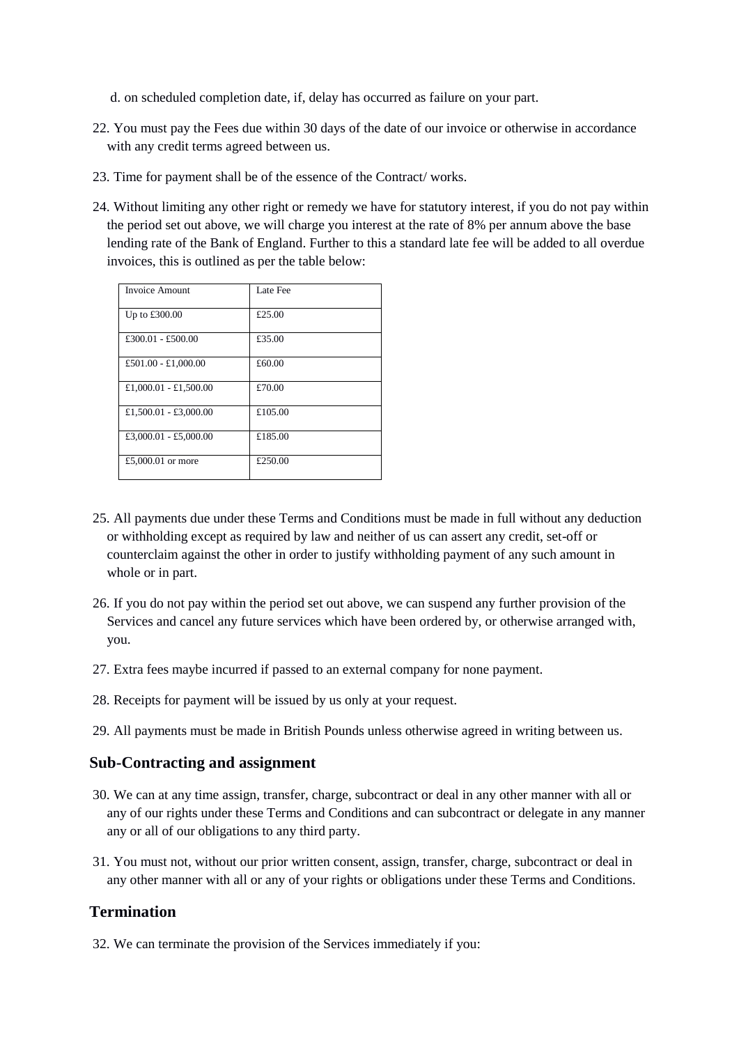d. on scheduled completion date, if, delay has occurred as failure on your part.

22. You must pay the Fees due within 30 days of the date of our invoice or otherwise in accordance with any credit terms agreed between us.

23. Time for payment shall be of the essence of the Contract/ works.

24. Without limiting any other right or remedy we have for statutory interest, if you do not pay within the period set out above, we will charge you interest at the rate of 8% per annum above the base lending rate of the Bank of England. Further to this a standard late fee will be added to all overdue invoices, this is outlined as per the table below:

| Invoice Amount | Late Fee |
|---|---|
| Up to £300.00 | £25.00 |
| £300.01 - £500.00 | £35.00 |
| £501.00 - £1,000.00 | £60.00 |
| £1,000.01 - £1,500.00 | £70.00 |
| £1,500.01 - £3,000.00 | £105.00 |
| £3,000.01 - £5,000.00 | £185.00 |
| £5,000.01 or more | £250.00 |

25. All payments due under these Terms and Conditions must be made in full without any deduction or withholding except as required by law and neither of us can assert any credit, set-off or counterclaim against the other in order to justify withholding payment of any such amount in whole or in part.

26. If you do not pay within the period set out above, we can suspend any further provision of the Services and cancel any future services which have been ordered by, or otherwise arranged with, you.

27. Extra fees maybe incurred if passed to an external company for none payment.

28. Receipts for payment will be issued by us only at your request.

29. All payments must be made in British Pounds unless otherwise agreed in writing between us.

## Sub-Contracting and assignment

30. We can at any time assign, transfer, charge, subcontract or deal in any other manner with all or any of our rights under these Terms and Conditions and can subcontract or delegate in any manner any or all of our obligations to any third party.

31. You must not, without our prior written consent, assign, transfer, charge, subcontract or deal in any other manner with all or any of your rights or obligations under these Terms and Conditions.

## Termination

32. We can terminate the provision of the Services immediately if you: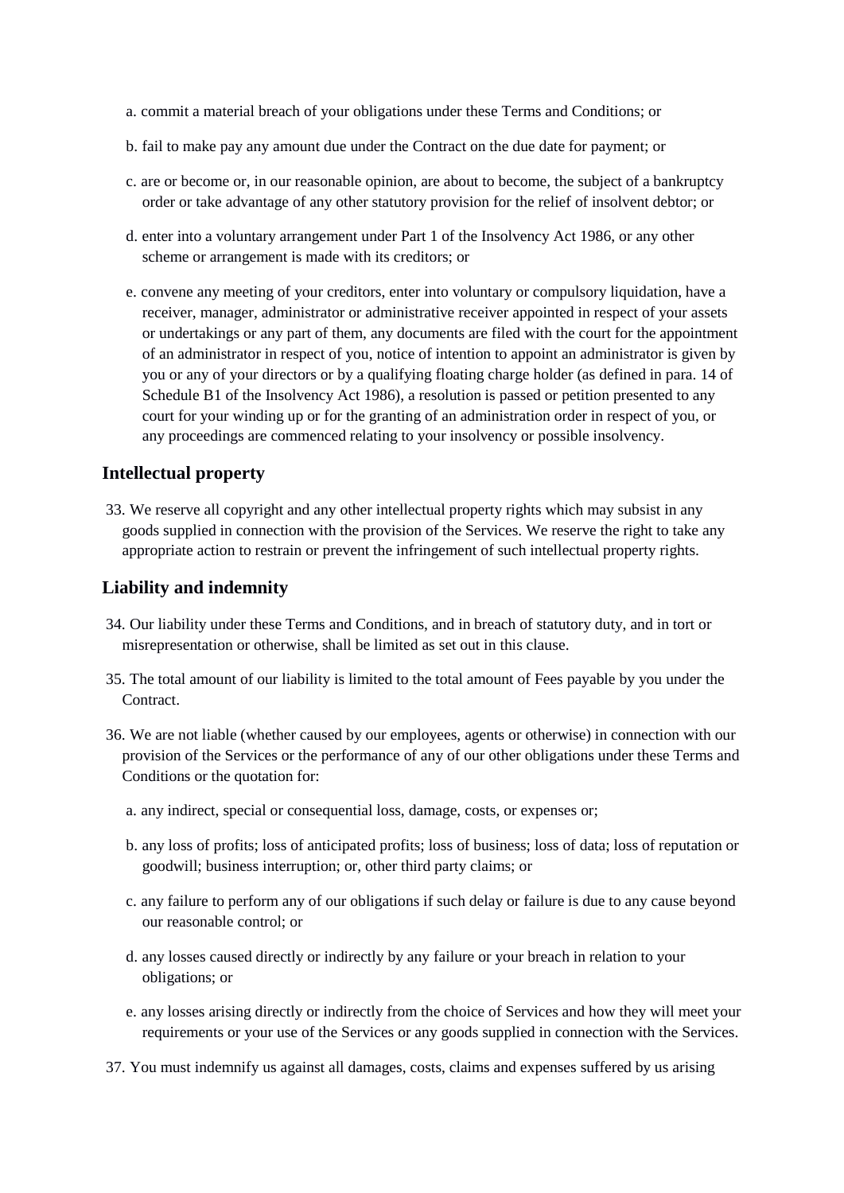a. commit a material breach of your obligations under these Terms and Conditions; or

b. fail to make pay any amount due under the Contract on the due date for payment; or

c. are or become or, in our reasonable opinion, are about to become, the subject of a bankruptcy order or take advantage of any other statutory provision for the relief of insolvent debtor; or

d. enter into a voluntary arrangement under Part 1 of the Insolvency Act 1986, or any other scheme or arrangement is made with its creditors; or

e. convene any meeting of your creditors, enter into voluntary or compulsory liquidation, have a receiver, manager, administrator or administrative receiver appointed in respect of your assets or undertakings or any part of them, any documents are filed with the court for the appointment of an administrator in respect of you, notice of intention to appoint an administrator is given by you or any of your directors or by a qualifying floating charge holder (as defined in para. 14 of Schedule B1 of the Insolvency Act 1986), a resolution is passed or petition presented to any court for your winding up or for the granting of an administration order in respect of you, or any proceedings are commenced relating to your insolvency or possible insolvency.

## Intellectual property

33. We reserve all copyright and any other intellectual property rights which may subsist in any goods supplied in connection with the provision of the Services. We reserve the right to take any appropriate action to restrain or prevent the infringement of such intellectual property rights.

## Liability and indemnity

34. Our liability under these Terms and Conditions, and in breach of statutory duty, and in tort or misrepresentation or otherwise, shall be limited as set out in this clause.

35. The total amount of our liability is limited to the total amount of Fees payable by you under the Contract.

36. We are not liable (whether caused by our employees, agents or otherwise) in connection with our provision of the Services or the performance of any of our other obligations under these Terms and Conditions or the quotation for:

    a. any indirect, special or consequential loss, damage, costs, or expenses or;

    b. any loss of profits; loss of anticipated profits; loss of business; loss of data; loss of reputation or goodwill; business interruption; or, other third party claims; or

    c. any failure to perform any of our obligations if such delay or failure is due to any cause beyond our reasonable control; or

    d. any losses caused directly or indirectly by any failure or your breach in relation to your obligations; or

    e. any losses arising directly or indirectly from the choice of Services and how they will meet your requirements or your use of the Services or any goods supplied in connection with the Services.

37. You must indemnify us against all damages, costs, claims and expenses suffered by us arising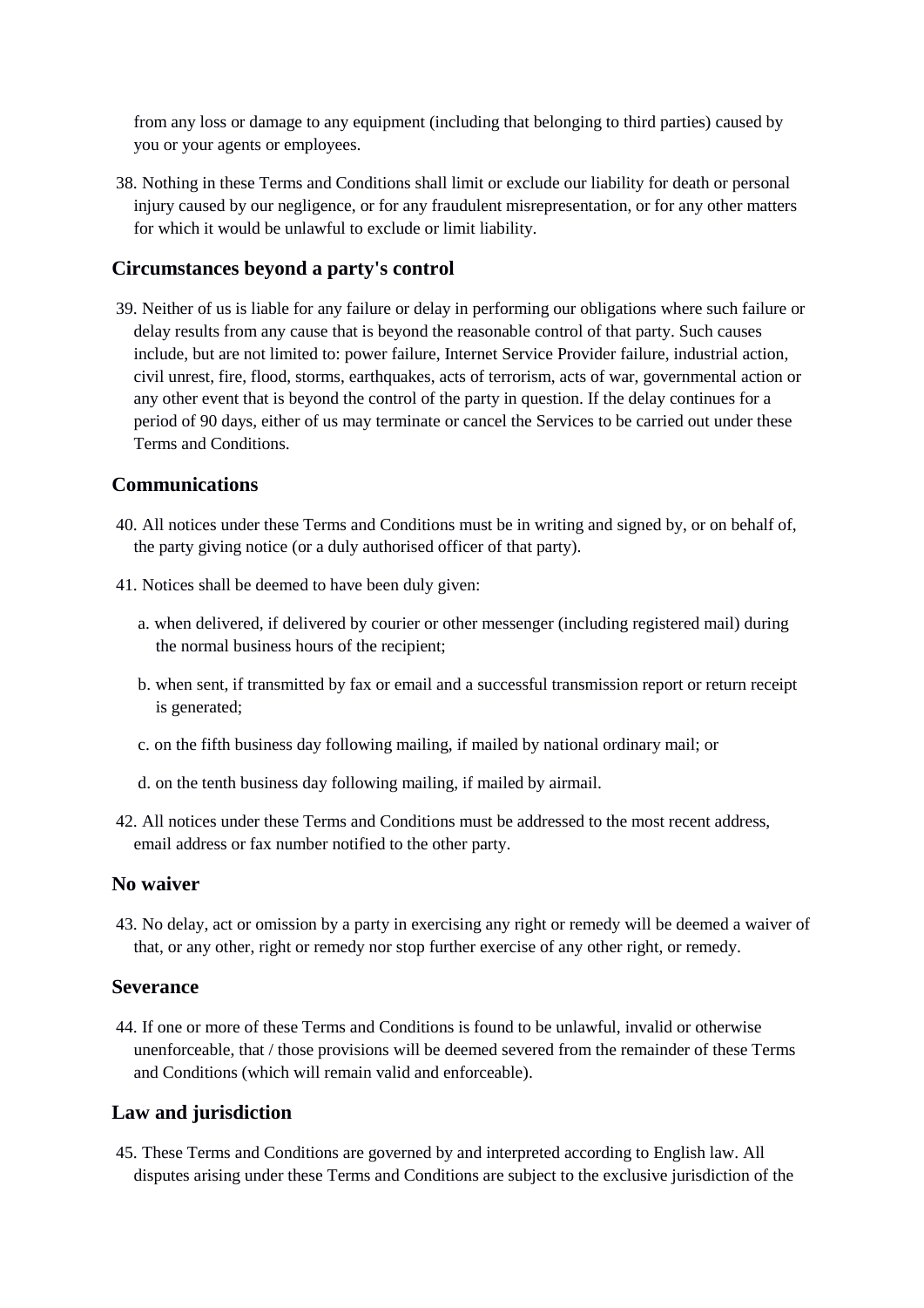from any loss or damage to any equipment (including that belonging to third parties) caused by you or your agents or employees.

38. Nothing in these Terms and Conditions shall limit or exclude our liability for death or personal injury caused by our negligence, or for any fraudulent misrepresentation, or for any other matters for which it would be unlawful to exclude or limit liability.

## Circumstances beyond a party's control

39. Neither of us is liable for any failure or delay in performing our obligations where such failure or delay results from any cause that is beyond the reasonable control of that party. Such causes include, but are not limited to: power failure, Internet Service Provider failure, industrial action, civil unrest, fire, flood, storms, earthquakes, acts of terrorism, acts of war, governmental action or any other event that is beyond the control of the party in question. If the delay continues for a period of 90 days, either of us may terminate or cancel the Services to be carried out under these Terms and Conditions.

## Communications

40. All notices under these Terms and Conditions must be in writing and signed by, or on behalf of, the party giving notice (or a duly authorised officer of that party).

41. Notices shall be deemed to have been duly given:

    a. when delivered, if delivered by courier or other messenger (including registered mail) during the normal business hours of the recipient;

    b. when sent, if transmitted by fax or email and a successful transmission report or return receipt is generated;

    c. on the fifth business day following mailing, if mailed by national ordinary mail; or

    d. on the tenth business day following mailing, if mailed by airmail.

42. All notices under these Terms and Conditions must be addressed to the most recent address, email address or fax number notified to the other party.

## No waiver

43. No delay, act or omission by a party in exercising any right or remedy will be deemed a waiver of that, or any other, right or remedy nor stop further exercise of any other right, or remedy.

## Severance

44. If one or more of these Terms and Conditions is found to be unlawful, invalid or otherwise unenforceable, that / those provisions will be deemed severed from the remainder of these Terms and Conditions (which will remain valid and enforceable).

## Law and jurisdiction

45. These Terms and Conditions are governed by and interpreted according to English law. All disputes arising under these Terms and Conditions are subject to the exclusive jurisdiction of the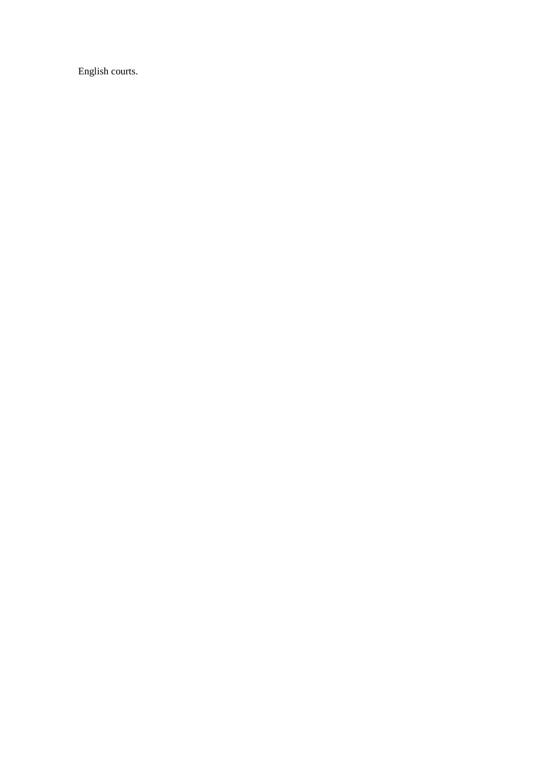English courts.